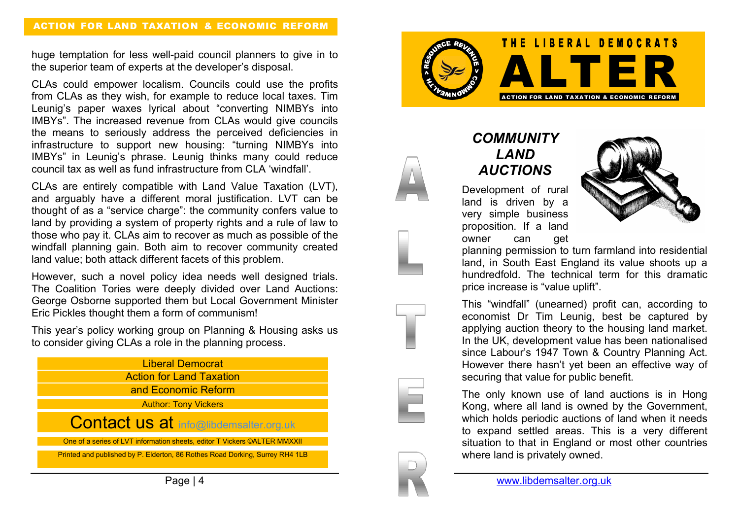# THE LIBERAL DEMOCRATS ALTER

ACTION FOR LAND TAXATION & ECONOMIC REFORM

## *COMMUNITY LAND AUCTIONS*

Development of rural land is driven by a very simple business proposition. If a land owner can get planning permission to turn farmland into residential land, in South East England its value shoots up a hundredfold. The technical term for this dramatic price increase is "value uplift".

This "windfall" (unearned) profit can, according to economist Dr Tim Leunig, best be captured by applying auction theory to the housing land market. In the UK, development value has been nationalised since Labour's 1947 Town & Country Planning Act. However there hasn't yet been an effective way of securing that value for public benefit.

The only known use of land auctions is in Hong Kong, where all land is owned by the Government, which holds periodic auctions of land when it needs to expand settled areas. This is a very different situation to that in England or most other countries where land is privately owned.

www.libdemsalter.org.uk

---

huge temptation for less well-paid council planners to give in to the superior team of experts at the developer's disposal.

CLAs could empower localism. Councils could use the profits from CLAs as they wish, for example to reduce local taxes. Tim Leunig's paper waxes lyrical about "converting NIMBYs into IMBYs". The increased revenue from CLAs would give councils the means to seriously address the perceived deficiencies in infrastructure to support new housing: "turning NIMBYs into IMBYs" in Leunig's phrase. Leunig thinks many could reduce council tax as well as fund infrastructure from CLA 'windfall'.

CLAs are entirely compatible with Land Value Taxation (LVT), and arguably have a different moral justification. LVT can be thought of as a "service charge": the community confers value to land by providing a system of property rights and a rule of law to those who pay it. CLAs aim to recover as much as possible of the windfall planning gain. Both aim to recover community created land value; both attack different facets of this problem.

However, such a novel policy idea needs well designed trials. The Coalition Tories were deeply divided over Land Auctions: George Osborne supported them but Local Government Minister Eric Pickles thought them a form of communism!

This year's policy working group on Planning & Housing asks us to consider giving CLAs a role in the planning process.

Liberal Democrat
Action for Land Taxation
and Economic Reform

Author: Tony Vickers

Contact us at info@libdemsalter.org.uk

One of a series of LVT information sheets, editor T Vickers ©ALTER MMXXII

Printed and published by P. Elderton, 86 Rothes Road Dorking, Surrey RH4 1LB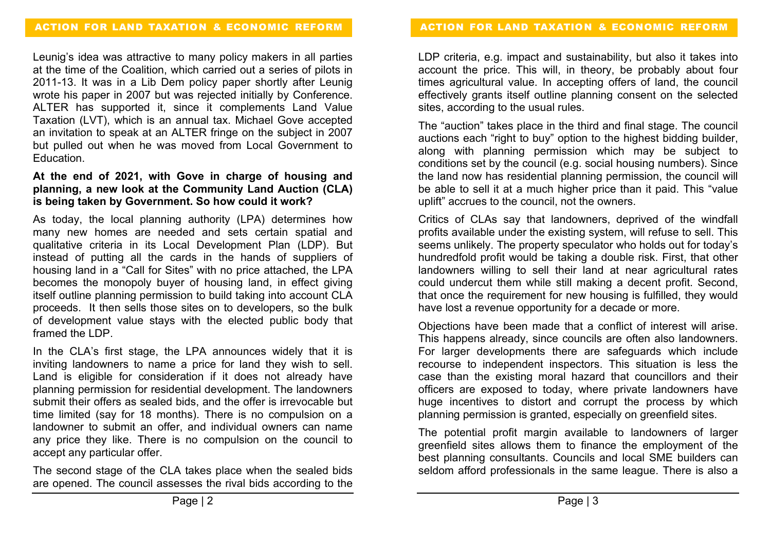Leunig's idea was attractive to many policy makers in all parties at the time of the Coalition, which carried out a series of pilots in 2011-13. It was in a Lib Dem policy paper shortly after Leunig wrote his paper in 2007 but was rejected initially by Conference. ALTER has supported it, since it complements Land Value Taxation (LVT), which is an annual tax. Michael Gove accepted an invitation to speak at an ALTER fringe on the subject in 2007 but pulled out when he was moved from Local Government to Education.

**At the end of 2021, with Gove in charge of housing and planning, a new look at the Community Land Auction (CLA) is being taken by Government. So how could it work?**

As today, the local planning authority (LPA) determines how many new homes are needed and sets certain spatial and qualitative criteria in its Local Development Plan (LDP). But instead of putting all the cards in the hands of suppliers of housing land in a "Call for Sites" with no price attached, the LPA becomes the monopoly buyer of housing land, in effect giving itself outline planning permission to build taking into account CLA proceeds. It then sells those sites on to developers, so the bulk of development value stays with the elected public body that framed the LDP.

In the CLA's first stage, the LPA announces widely that it is inviting landowners to name a price for land they wish to sell. Land is eligible for consideration if it does not already have planning permission for residential development. The landowners submit their offers as sealed bids, and the offer is irrevocable but time limited (say for 18 months). There is no compulsion on a landowner to submit an offer, and individual owners can name any price they like. There is no compulsion on the council to accept any particular offer.

The second stage of the CLA takes place when the sealed bids are opened. The council assesses the rival bids according to the LDP criteria, e.g. impact and sustainability, but also it takes into account the price. This will, in theory, be probably about four times agricultural value. In accepting offers of land, the council effectively grants itself outline planning consent on the selected sites, according to the usual rules.

The "auction" takes place in the third and final stage. The council auctions each "right to buy" option to the highest bidding builder, along with planning permission which may be subject to conditions set by the council (e.g. social housing numbers). Since the land now has residential planning permission, the council will be able to sell it at a much higher price than it paid. This "value uplift" accrues to the council, not the owners.

Critics of CLAs say that landowners, deprived of the windfall profits available under the existing system, will refuse to sell. This seems unlikely. The property speculator who holds out for today's hundredfold profit would be taking a double risk. First, that other landowners willing to sell their land at near agricultural rates could undercut them while still making a decent profit. Second, that once the requirement for new housing is fulfilled, they would have lost a revenue opportunity for a decade or more.

Objections have been made that a conflict of interest will arise. This happens already, since councils are often also landowners. For larger developments there are safeguards which include recourse to independent inspectors. This situation is less the case than the existing moral hazard that councillors and their officers are exposed to today, where private landowners have huge incentives to distort and corrupt the process by which planning permission is granted, especially on greenfield sites.

The potential profit margin available to landowners of larger greenfield sites allows them to finance the employment of the best planning consultants. Councils and local SME builders can seldom afford professionals in the same league. There is also a